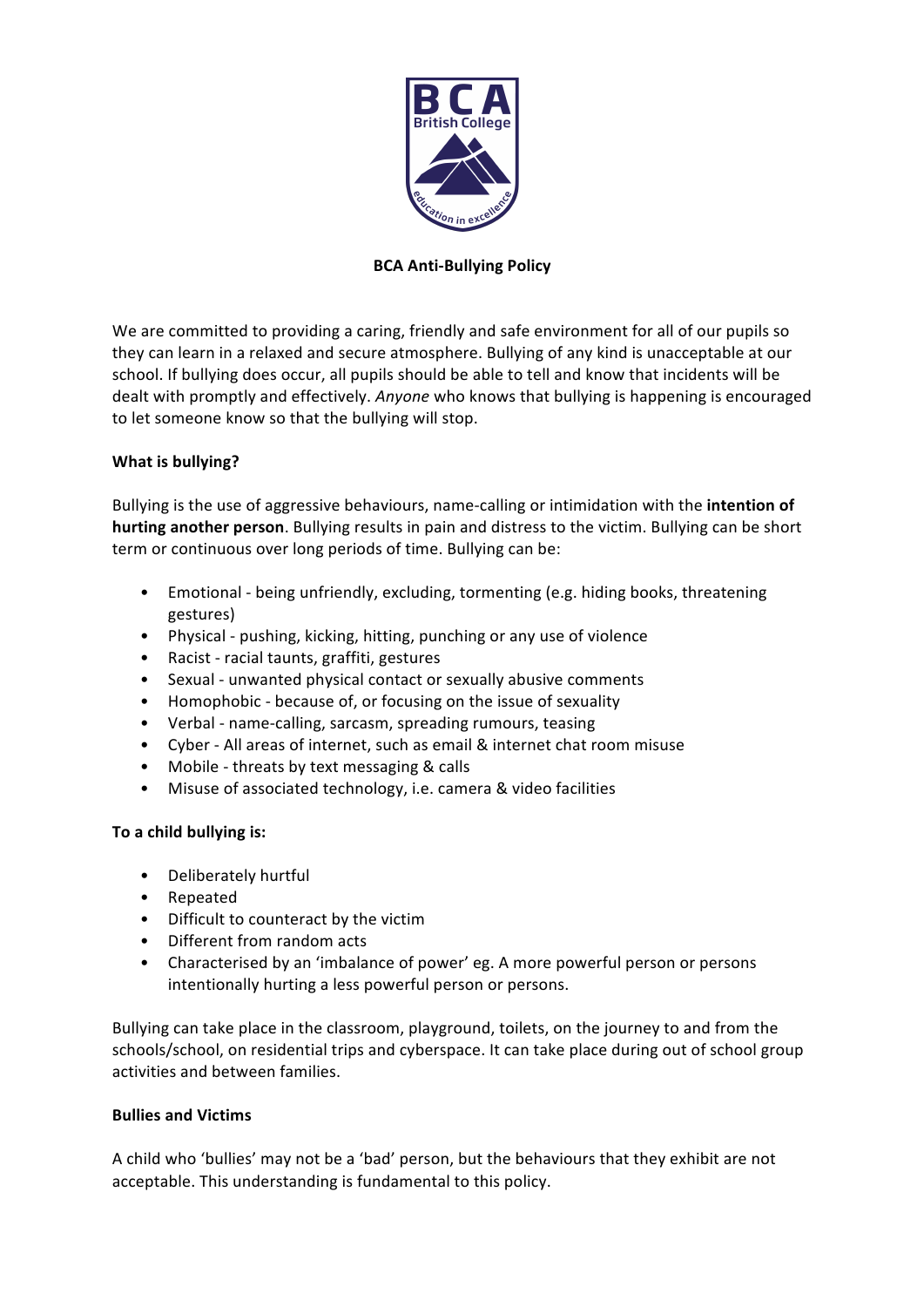# BCA Anti-Bullying Policy

We are committed to providing a caring, friendly and safe environment for all of our pupils so they can learn in a relaxed and secure atmosphere. Bullying of any kind is unacceptable at our school. If bullying does occur, all pupils should be able to tell and know that incidents will be dealt with promptly and effectively. *Anyone* who knows that bullying is happening is encouraged to let someone know so that the bullying will stop.

**What is bullying?**

Bullying is the use of aggressive behaviours, name-calling or intimidation with the **intention of hurting another person**. Bullying results in pain and distress to the victim. Bullying can be short term or continuous over long periods of time. Bullying can be:

- Emotional - being unfriendly, excluding, tormenting (e.g. hiding books, threatening gestures)
- Physical - pushing, kicking, hitting, punching or any use of violence
- Racist - racial taunts, graffiti, gestures
- Sexual - unwanted physical contact or sexually abusive comments
- Homophobic - because of, or focusing on the issue of sexuality
- Verbal - name-calling, sarcasm, spreading rumours, teasing
- Cyber - All areas of internet, such as email & internet chat room misuse
- Mobile - threats by text messaging & calls
- Misuse of associated technology, i.e. camera & video facilities

**To a child bullying is:**

- Deliberately hurtful
- Repeated
- Difficult to counteract by the victim
- Different from random acts
- Characterised by an 'imbalance of power' eg. A more powerful person or persons intentionally hurting a less powerful person or persons.

Bullying can take place in the classroom, playground, toilets, on the journey to and from the schools/school, on residential trips and cyberspace. It can take place during out of school group activities and between families.

**Bullies and Victims**

A child who 'bullies' may not be a 'bad' person, but the behaviours that they exhibit are not acceptable. This understanding is fundamental to this policy.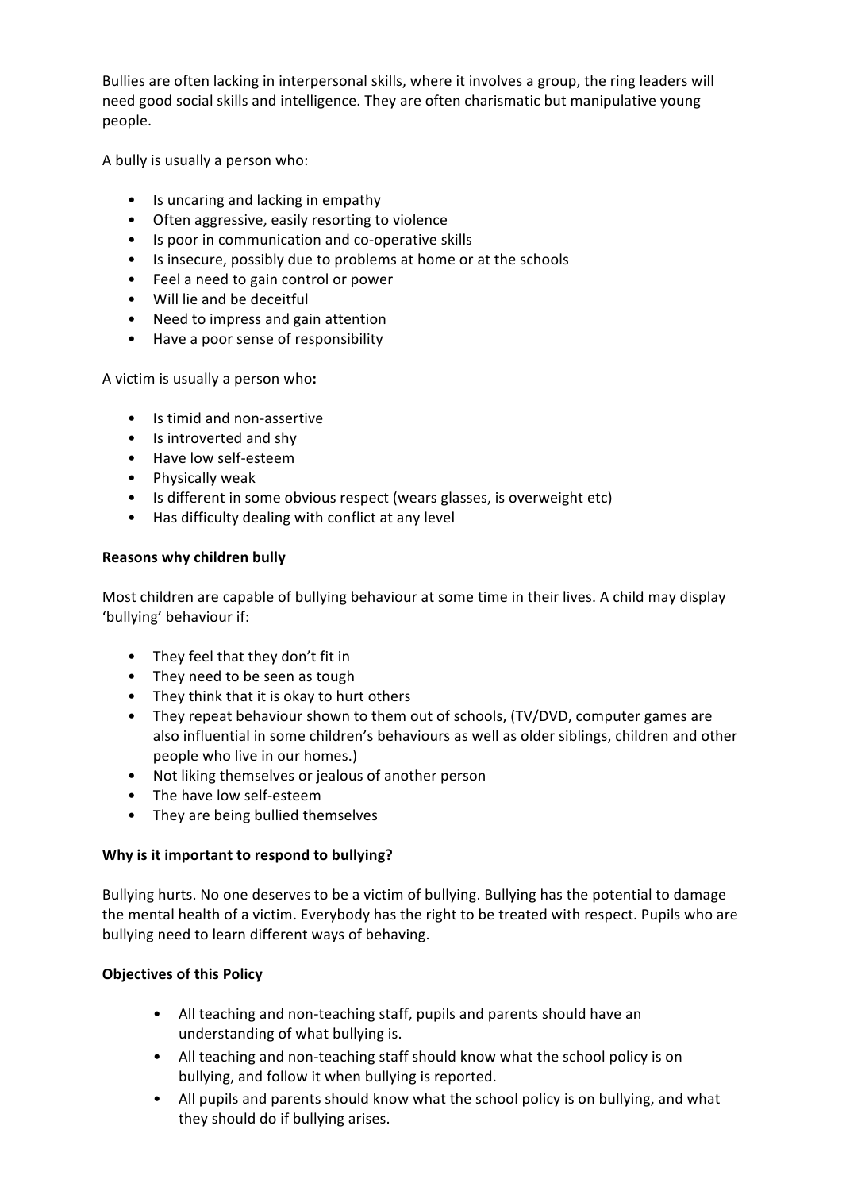Bullies are often lacking in interpersonal skills, where it involves a group, the ring leaders will need good social skills and intelligence. They are often charismatic but manipulative young people.

A bully is usually a person who:

- Is uncaring and lacking in empathy
- Often aggressive, easily resorting to violence
- Is poor in communication and co-operative skills
- Is insecure, possibly due to problems at home or at the schools
- Feel a need to gain control or power
- Will lie and be deceitful
- Need to impress and gain attention
- Have a poor sense of responsibility

A victim is usually a person who**:**

- Is timid and non-assertive
- Is introverted and shy
- Have low self-esteem
- Physically weak
- Is different in some obvious respect (wears glasses, is overweight etc)
- Has difficulty dealing with conflict at any level

**Reasons why children bully**

Most children are capable of bullying behaviour at some time in their lives. A child may display 'bullying' behaviour if:

- They feel that they don't fit in
- They need to be seen as tough
- They think that it is okay to hurt others
- They repeat behaviour shown to them out of schools, (TV/DVD, computer games are also influential in some children's behaviours as well as older siblings, children and other people who live in our homes.)
- Not liking themselves or jealous of another person
- The have low self-esteem
- They are being bullied themselves

**Why is it important to respond to bullying?**

Bullying hurts. No one deserves to be a victim of bullying. Bullying has the potential to damage the mental health of a victim. Everybody has the right to be treated with respect. Pupils who are bullying need to learn different ways of behaving.

**Objectives of this Policy**

- All teaching and non-teaching staff, pupils and parents should have an understanding of what bullying is.
- All teaching and non-teaching staff should know what the school policy is on bullying, and follow it when bullying is reported.
- All pupils and parents should know what the school policy is on bullying, and what they should do if bullying arises.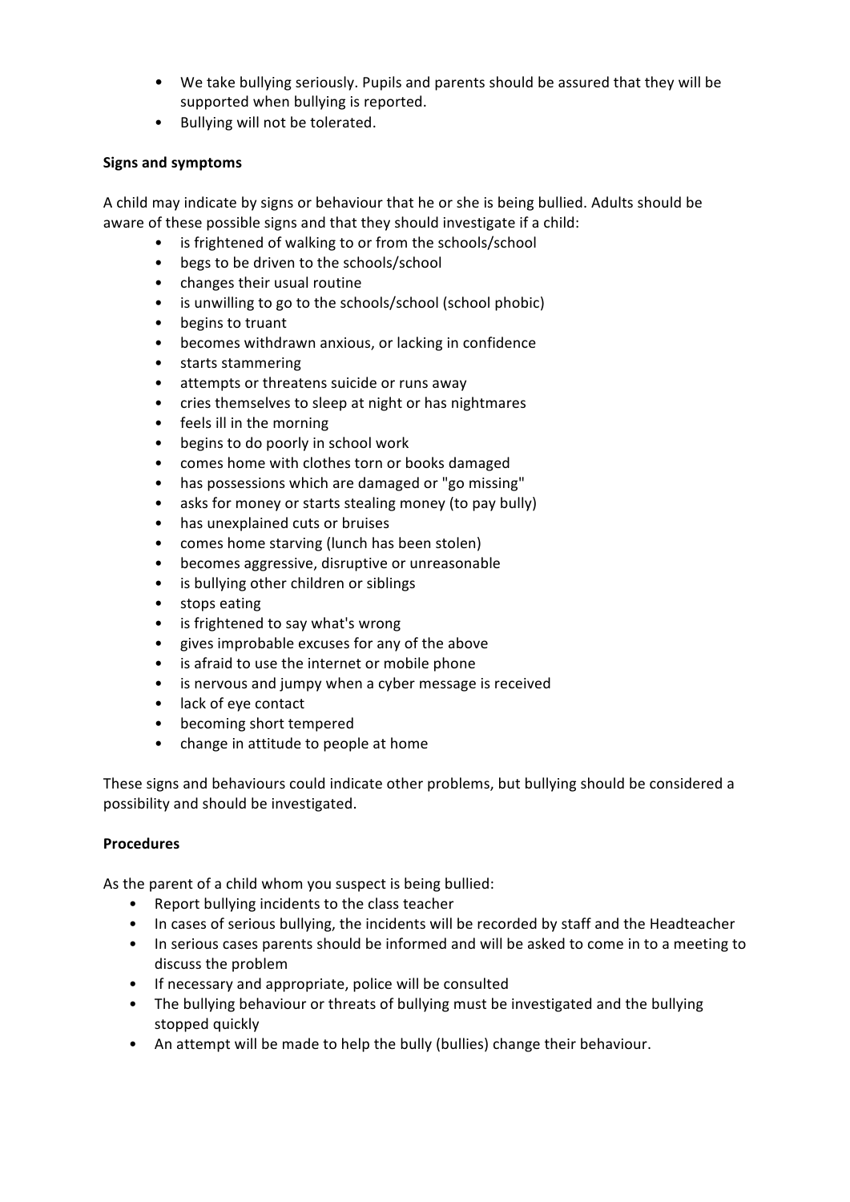- We take bullying seriously. Pupils and parents should be assured that they will be supported when bullying is reported.
- Bullying will not be tolerated.

**Signs and symptoms**

A child may indicate by signs or behaviour that he or she is being bullied. Adults should be aware of these possible signs and that they should investigate if a child:

- is frightened of walking to or from the schools/school
- begs to be driven to the schools/school
- changes their usual routine
- is unwilling to go to the schools/school (school phobic)
- begins to truant
- becomes withdrawn anxious, or lacking in confidence
- starts stammering
- attempts or threatens suicide or runs away
- cries themselves to sleep at night or has nightmares
- feels ill in the morning
- begins to do poorly in school work
- comes home with clothes torn or books damaged
- has possessions which are damaged or "go missing"
- asks for money or starts stealing money (to pay bully)
- has unexplained cuts or bruises
- comes home starving (lunch has been stolen)
- becomes aggressive, disruptive or unreasonable
- is bullying other children or siblings
- stops eating
- is frightened to say what's wrong
- gives improbable excuses for any of the above
- is afraid to use the internet or mobile phone
- is nervous and jumpy when a cyber message is received
- lack of eye contact
- becoming short tempered
- change in attitude to people at home

These signs and behaviours could indicate other problems, but bullying should be considered a possibility and should be investigated.

**Procedures**

As the parent of a child whom you suspect is being bullied:

- Report bullying incidents to the class teacher
- In cases of serious bullying, the incidents will be recorded by staff and the Headteacher
- In serious cases parents should be informed and will be asked to come in to a meeting to discuss the problem
- If necessary and appropriate, police will be consulted
- The bullying behaviour or threats of bullying must be investigated and the bullying stopped quickly
- An attempt will be made to help the bully (bullies) change their behaviour.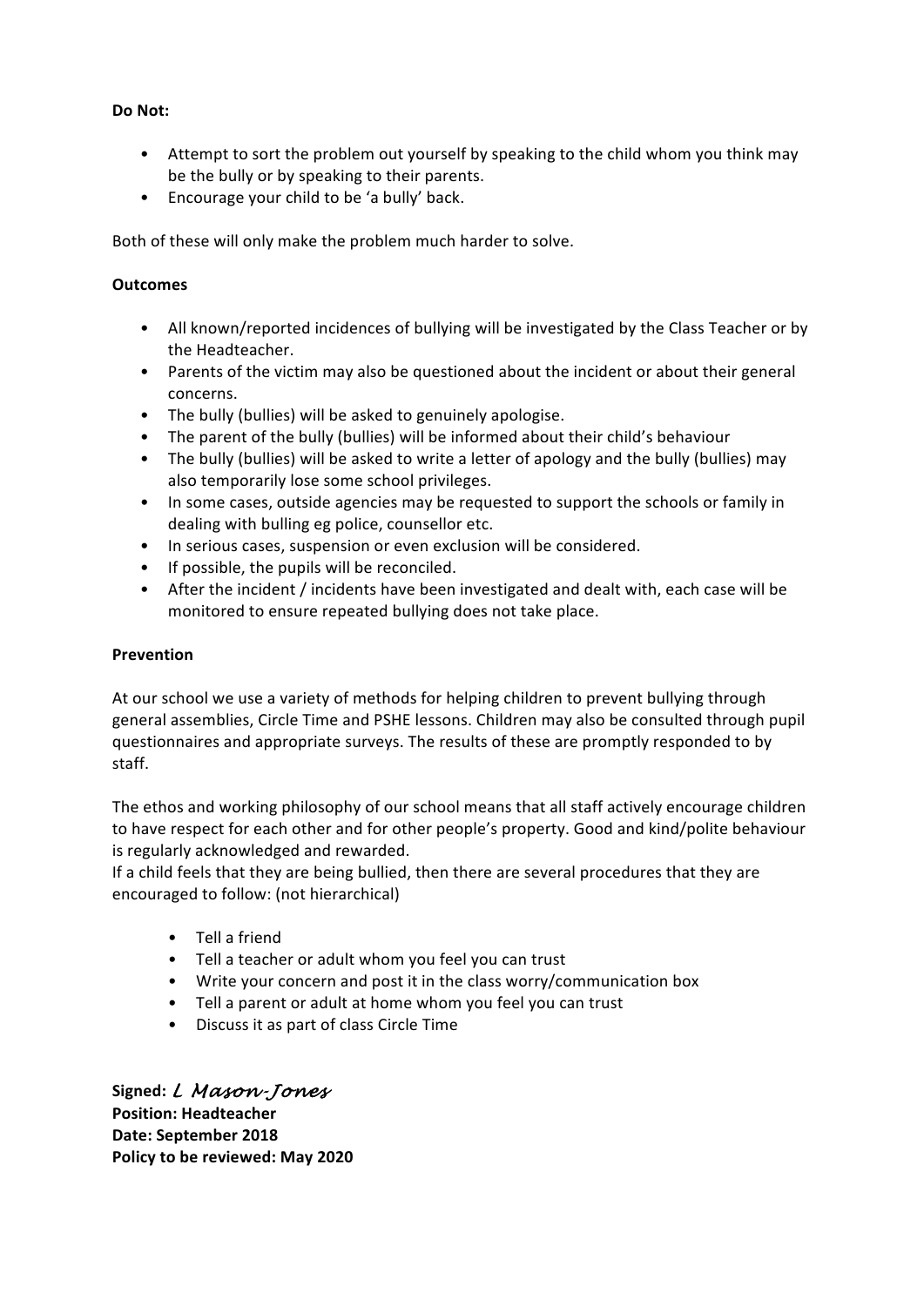**Do Not:**

- Attempt to sort the problem out yourself by speaking to the child whom you think may be the bully or by speaking to their parents.
- Encourage your child to be 'a bully' back.

Both of these will only make the problem much harder to solve.

**Outcomes**

- All known/reported incidences of bullying will be investigated by the Class Teacher or by the Headteacher.
- Parents of the victim may also be questioned about the incident or about their general concerns.
- The bully (bullies) will be asked to genuinely apologise.
- The parent of the bully (bullies) will be informed about their child's behaviour
- The bully (bullies) will be asked to write a letter of apology and the bully (bullies) may also temporarily lose some school privileges.
- In some cases, outside agencies may be requested to support the schools or family in dealing with bulling eg police, counsellor etc.
- In serious cases, suspension or even exclusion will be considered.
- If possible, the pupils will be reconciled.
- After the incident / incidents have been investigated and dealt with, each case will be monitored to ensure repeated bullying does not take place.

**Prevention**

At our school we use a variety of methods for helping children to prevent bullying through general assemblies, Circle Time and PSHE lessons. Children may also be consulted through pupil questionnaires and appropriate surveys. The results of these are promptly responded to by staff.

The ethos and working philosophy of our school means that all staff actively encourage children to have respect for each other and for other people's property. Good and kind/polite behaviour is regularly acknowledged and rewarded.
If a child feels that they are being bullied, then there are several procedures that they are encouraged to follow: (not hierarchical)

- Tell a friend
- Tell a teacher or adult whom you feel you can trust
- Write your concern and post it in the class worry/communication box
- Tell a parent or adult at home whom you feel you can trust
- Discuss it as part of class Circle Time

**Signed:** *L Mason-Jones*
**Position: Headteacher**
**Date: September 2018**
**Policy to be reviewed: May 2020**